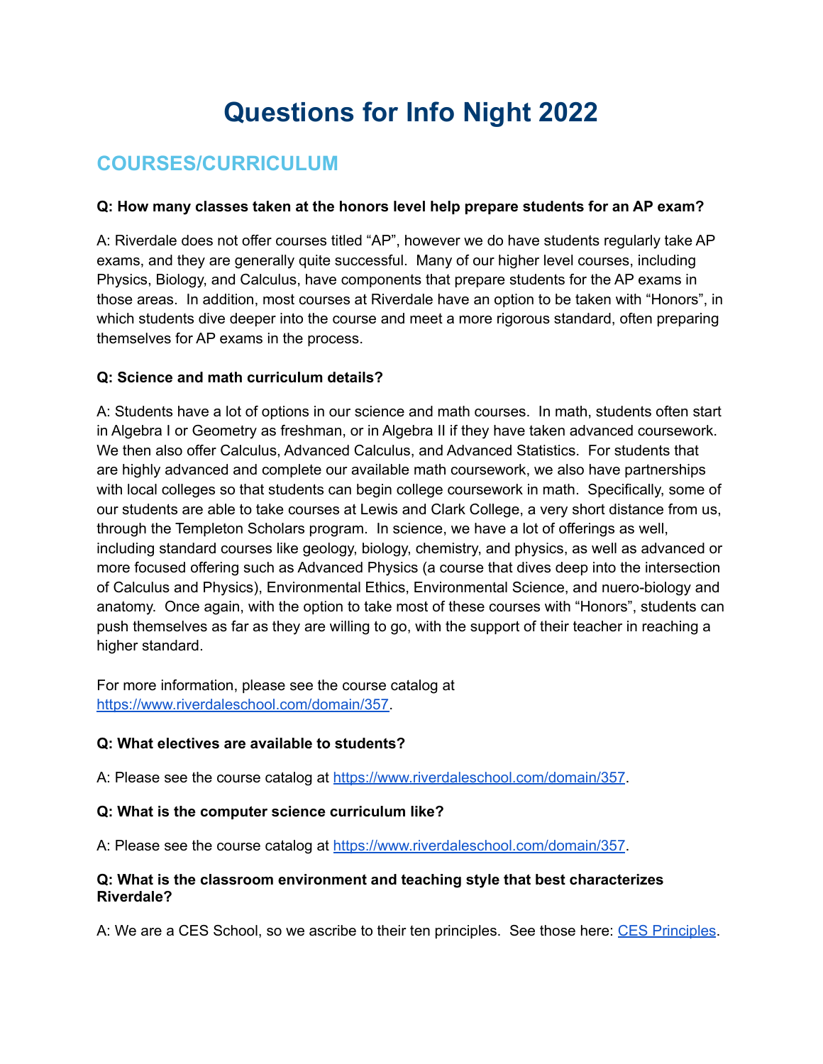# Questions for Info Night 2022

## COURSES/CURRICULUM

**Q: How many classes taken at the honors level help prepare students for an AP exam?**

A: Riverdale does not offer courses titled "AP", however we do have students regularly take AP exams, and they are generally quite successful. Many of our higher level courses, including Physics, Biology, and Calculus, have components that prepare students for the AP exams in those areas. In addition, most courses at Riverdale have an option to be taken with "Honors", in which students dive deeper into the course and meet a more rigorous standard, often preparing themselves for AP exams in the process.

**Q: Science and math curriculum details?**

A: Students have a lot of options in our science and math courses. In math, students often start in Algebra I or Geometry as freshman, or in Algebra II if they have taken advanced coursework. We then also offer Calculus, Advanced Calculus, and Advanced Statistics. For students that are highly advanced and complete our available math coursework, we also have partnerships with local colleges so that students can begin college coursework in math. Specifically, some of our students are able to take courses at Lewis and Clark College, a very short distance from us, through the Templeton Scholars program. In science, we have a lot of offerings as well, including standard courses like geology, biology, chemistry, and physics, as well as advanced or more focused offering such as Advanced Physics (a course that dives deep into the intersection of Calculus and Physics), Environmental Ethics, Environmental Science, and nuero-biology and anatomy. Once again, with the option to take most of these courses with "Honors", students can push themselves as far as they are willing to go, with the support of their teacher in reaching a higher standard.

For more information, please see the course catalog at https://www.riverdaleschool.com/domain/357.

**Q: What electives are available to students?**

A: Please see the course catalog at https://www.riverdaleschool.com/domain/357.

**Q: What is the computer science curriculum like?**

A: Please see the course catalog at https://www.riverdaleschool.com/domain/357.

**Q: What is the classroom environment and teaching style that best characterizes Riverdale?**

A: We are a CES School, so we ascribe to their ten principles. See those here: CES Principles.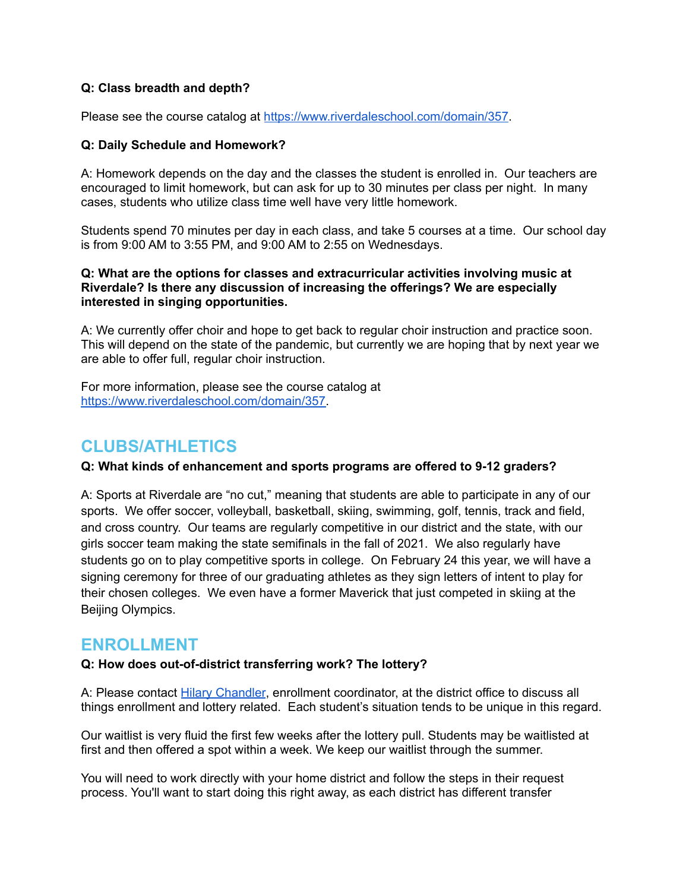**Q: Class breadth and depth?**

Please see the course catalog at [https://www.riverdaleschool.com/domain/357](https://www.riverdaleschool.com/domain/357).

**Q: Daily Schedule and Homework?**

A: Homework depends on the day and the classes the student is enrolled in. Our teachers are encouraged to limit homework, but can ask for up to 30 minutes per class per night. In many cases, students who utilize class time well have very little homework.

Students spend 70 minutes per day in each class, and take 5 courses at a time. Our school day is from 9:00 AM to 3:55 PM, and 9:00 AM to 2:55 on Wednesdays.

**Q: What are the options for classes and extracurricular activities involving music at Riverdale? Is there any discussion of increasing the offerings? We are especially interested in singing opportunities.**

A: We currently offer choir and hope to get back to regular choir instruction and practice soon. This will depend on the state of the pandemic, but currently we are hoping that by next year we are able to offer full, regular choir instruction.

For more information, please see the course catalog at [https://www.riverdaleschool.com/domain/357](https://www.riverdaleschool.com/domain/357).

## CLUBS/ATHLETICS

**Q: What kinds of enhancement and sports programs are offered to 9-12 graders?**

A: Sports at Riverdale are "no cut," meaning that students are able to participate in any of our sports. We offer soccer, volleyball, basketball, skiing, swimming, golf, tennis, track and field, and cross country. Our teams are regularly competitive in our district and the state, with our girls soccer team making the state semifinals in the fall of 2021. We also regularly have students go on to play competitive sports in college. On February 24 this year, we will have a signing ceremony for three of our graduating athletes as they sign letters of intent to play for their chosen colleges. We even have a former Maverick that just competed in skiing at the Beijing Olympics.

## ENROLLMENT

**Q: How does out-of-district transferring work? The lottery?**

A: Please contact Hilary Chandler, enrollment coordinator, at the district office to discuss all things enrollment and lottery related. Each student's situation tends to be unique in this regard.

Our waitlist is very fluid the first few weeks after the lottery pull. Students may be waitlisted at first and then offered a spot within a week. We keep our waitlist through the summer.

You will need to work directly with your home district and follow the steps in their request process. You'll want to start doing this right away, as each district has different transfer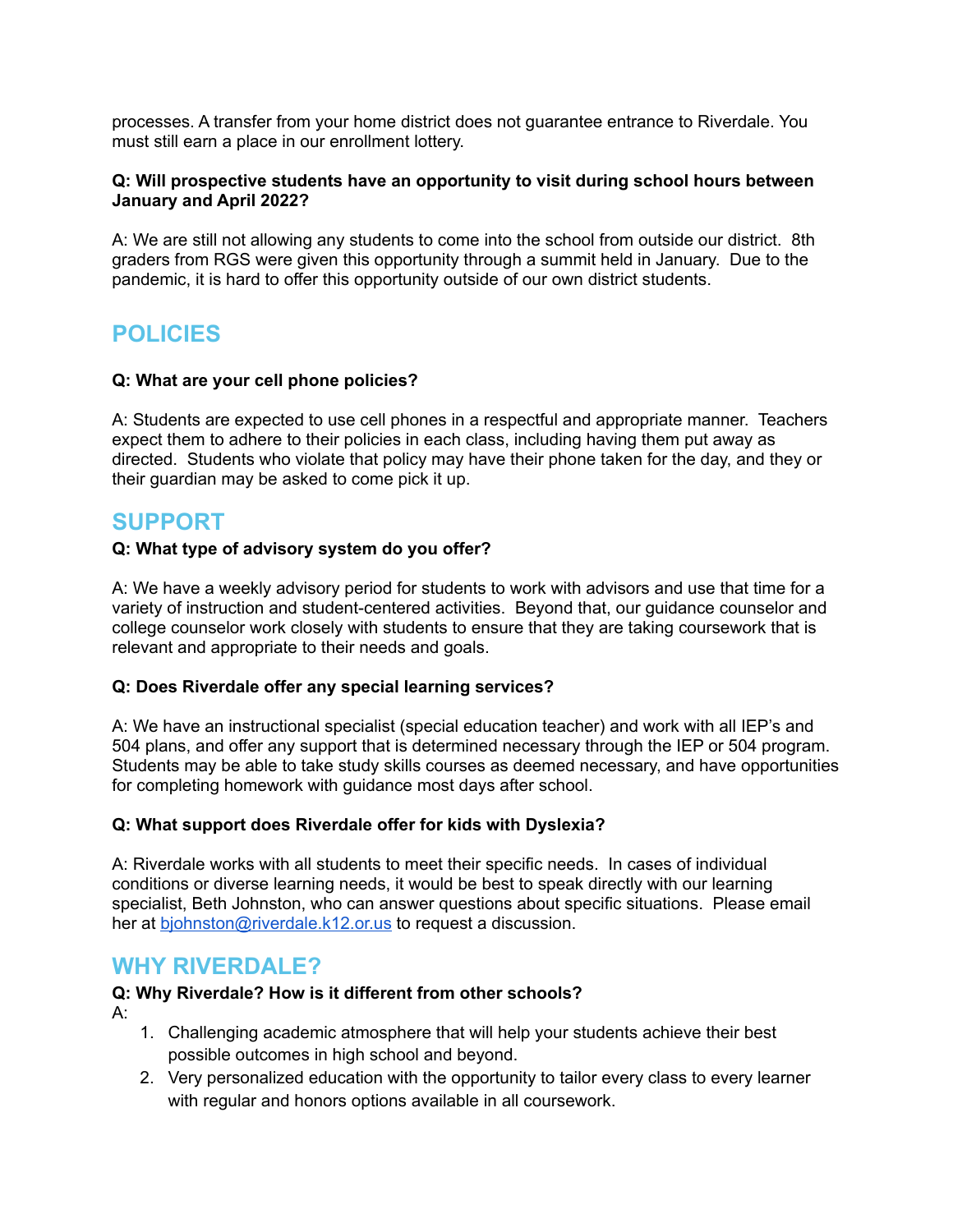processes. A transfer from your home district does not guarantee entrance to Riverdale. You must still earn a place in our enrollment lottery.

**Q: Will prospective students have an opportunity to visit during school hours between January and April 2022?**

A: We are still not allowing any students to come into the school from outside our district. 8th graders from RGS were given this opportunity through a summit held in January. Due to the pandemic, it is hard to offer this opportunity outside of our own district students.

## POLICIES

**Q: What are your cell phone policies?**

A: Students are expected to use cell phones in a respectful and appropriate manner. Teachers expect them to adhere to their policies in each class, including having them put away as directed. Students who violate that policy may have their phone taken for the day, and they or their guardian may be asked to come pick it up.

## SUPPORT

**Q: What type of advisory system do you offer?**

A: We have a weekly advisory period for students to work with advisors and use that time for a variety of instruction and student-centered activities. Beyond that, our guidance counselor and college counselor work closely with students to ensure that they are taking coursework that is relevant and appropriate to their needs and goals.

**Q: Does Riverdale offer any special learning services?**

A: We have an instructional specialist (special education teacher) and work with all IEP's and 504 plans, and offer any support that is determined necessary through the IEP or 504 program. Students may be able to take study skills courses as deemed necessary, and have opportunities for completing homework with guidance most days after school.

**Q: What support does Riverdale offer for kids with Dyslexia?**

A: Riverdale works with all students to meet their specific needs. In cases of individual conditions or diverse learning needs, it would be best to speak directly with our learning specialist, Beth Johnston, who can answer questions about specific situations. Please email her at [bjohnston@riverdale.k12.or.us](mailto:bjohnston@riverdale.k12.or.us) to request a discussion.

## WHY RIVERDALE?

**Q: Why Riverdale? How is it different from other schools?**

A:

1. Challenging academic atmosphere that will help your students achieve their best possible outcomes in high school and beyond.
2. Very personalized education with the opportunity to tailor every class to every learner with regular and honors options available in all coursework.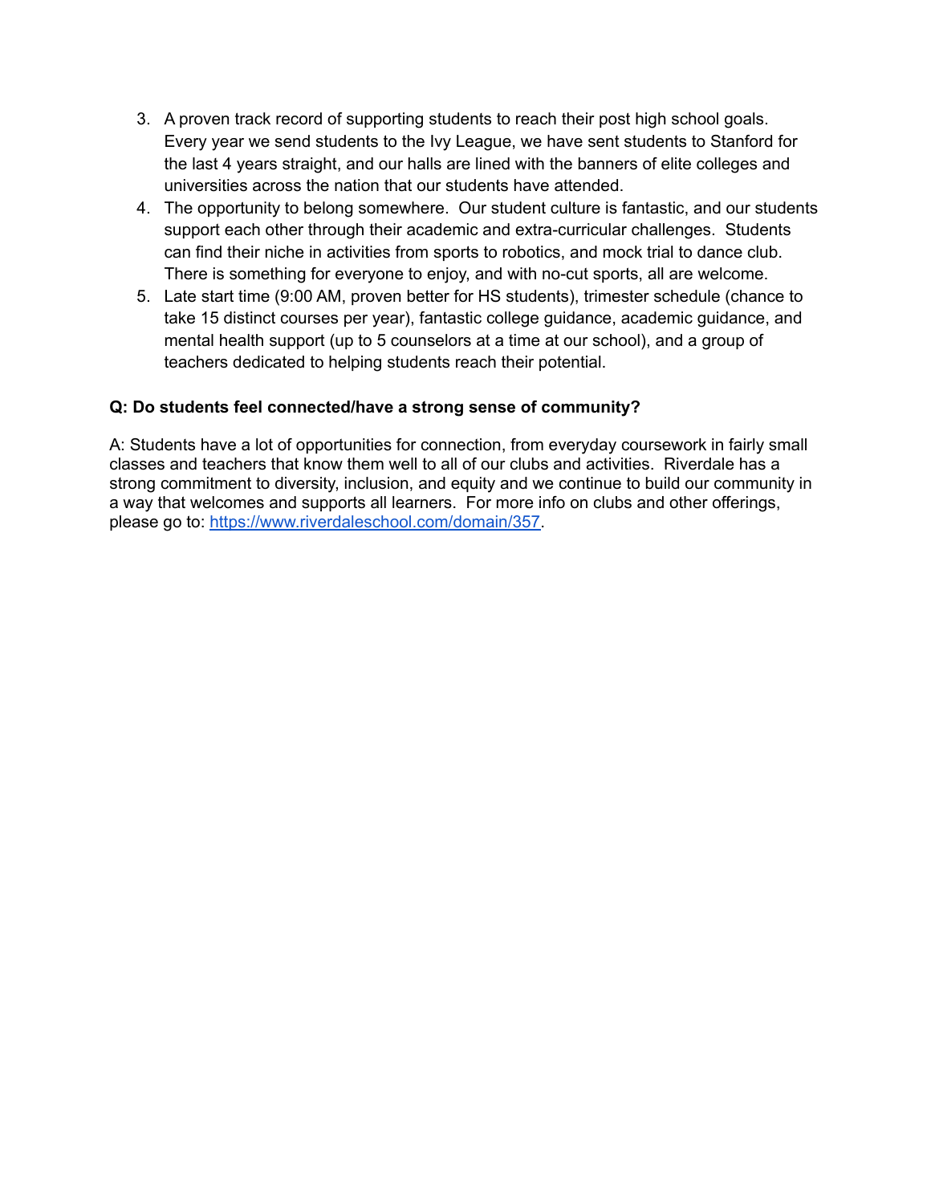3. A proven track record of supporting students to reach their post high school goals. Every year we send students to the Ivy League, we have sent students to Stanford for the last 4 years straight, and our halls are lined with the banners of elite colleges and universities across the nation that our students have attended.
4. The opportunity to belong somewhere. Our student culture is fantastic, and our students support each other through their academic and extra-curricular challenges. Students can find their niche in activities from sports to robotics, and mock trial to dance club. There is something for everyone to enjoy, and with no-cut sports, all are welcome.
5. Late start time (9:00 AM, proven better for HS students), trimester schedule (chance to take 15 distinct courses per year), fantastic college guidance, academic guidance, and mental health support (up to 5 counselors at a time at our school), and a group of teachers dedicated to helping students reach their potential.

**Q: Do students feel connected/have a strong sense of community?**

A: Students have a lot of opportunities for connection, from everyday coursework in fairly small classes and teachers that know them well to all of our clubs and activities. Riverdale has a strong commitment to diversity, inclusion, and equity and we continue to build our community in a way that welcomes and supports all learners. For more info on clubs and other offerings, please go to: [https://www.riverdaleschool.com/domain/357](https://www.riverdaleschool.com/domain/357).